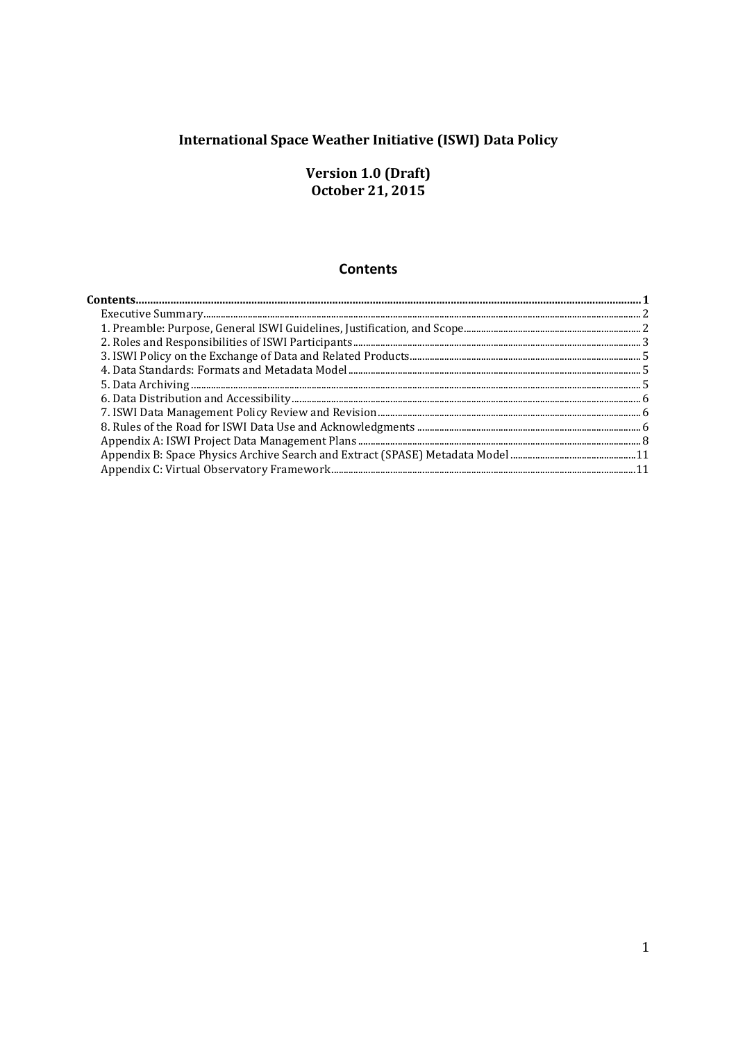# International Space Weather Initiative (ISWI) Data Policy

**Version 1.0 (Draft)**
**October 21, 2015**

## Contents

**Contents** ........ **1**

- Executive Summary ........ 2
- 1. Preamble: Purpose, General ISWI Guidelines, Justification, and Scope ........ 2
- 2. Roles and Responsibilities of ISWI Participants ........ 3
- 3. ISWI Policy on the Exchange of Data and Related Products ........ 5
- 4. Data Standards: Formats and Metadata Model ........ 5
- 5. Data Archiving ........ 5
- 6. Data Distribution and Accessibility ........ 6
- 7. ISWI Data Management Policy Review and Revision ........ 6
- 8. Rules of the Road for ISWI Data Use and Acknowledgments ........ 6
- Appendix A: ISWI Project Data Management Plans ........ 8
- Appendix B: Space Physics Archive Search and Extract (SPASE) Metadata Model ........ 11
- Appendix C: Virtual Observatory Framework ........ 11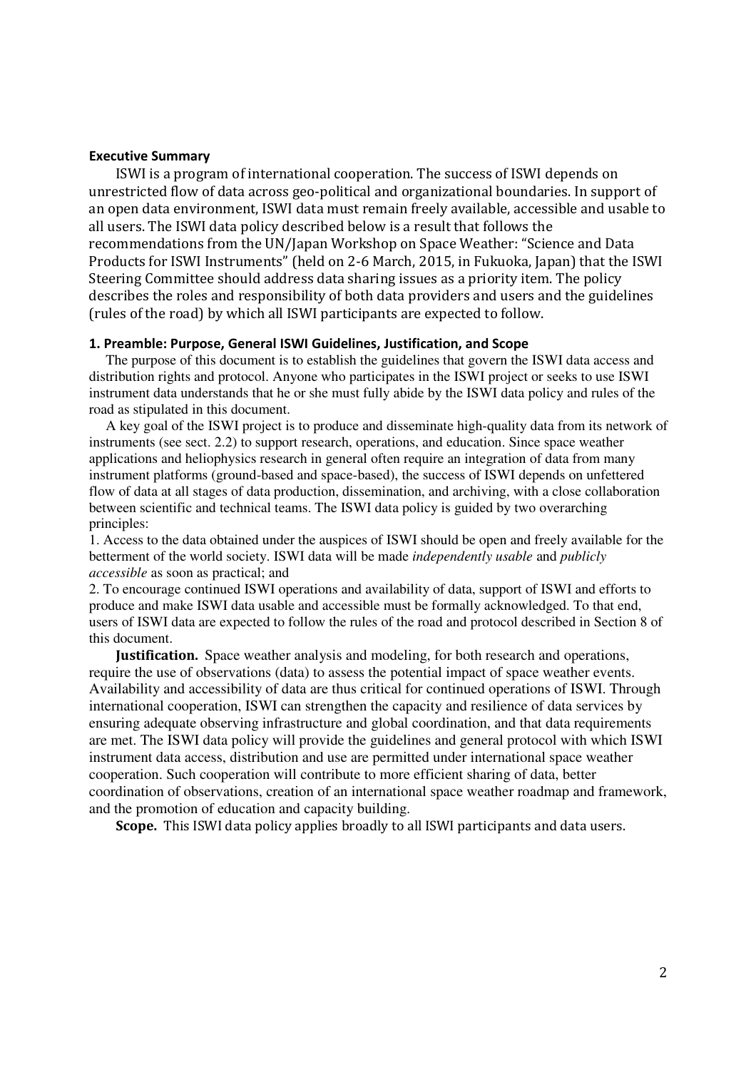### Executive Summary

ISWI is a program of international cooperation. The success of ISWI depends on unrestricted flow of data across geo-political and organizational boundaries. In support of an open data environment, ISWI data must remain freely available, accessible and usable to all users. The ISWI data policy described below is a result that follows the recommendations from the UN/Japan Workshop on Space Weather: "Science and Data Products for ISWI Instruments" (held on 2-6 March, 2015, in Fukuoka, Japan) that the ISWI Steering Committee should address data sharing issues as a priority item. The policy describes the roles and responsibility of both data providers and users and the guidelines (rules of the road) by which all ISWI participants are expected to follow.

### 1. Preamble: Purpose, General ISWI Guidelines, Justification, and Scope

The purpose of this document is to establish the guidelines that govern the ISWI data access and distribution rights and protocol. Anyone who participates in the ISWI project or seeks to use ISWI instrument data understands that he or she must fully abide by the ISWI data policy and rules of the road as stipulated in this document.

A key goal of the ISWI project is to produce and disseminate high-quality data from its network of instruments (see sect. 2.2) to support research, operations, and education. Since space weather applications and heliophysics research in general often require an integration of data from many instrument platforms (ground-based and space-based), the success of ISWI depends on unfettered flow of data at all stages of data production, dissemination, and archiving, with a close collaboration between scientific and technical teams. The ISWI data policy is guided by two overarching principles:

1. Access to the data obtained under the auspices of ISWI should be open and freely available for the betterment of the world society. ISWI data will be made *independently usable* and *publicly accessible* as soon as practical; and
2. To encourage continued ISWI operations and availability of data, support of ISWI and efforts to produce and make ISWI data usable and accessible must be formally acknowledged. To that end, users of ISWI data are expected to follow the rules of the road and protocol described in Section 8 of this document.

**Justification.** Space weather analysis and modeling, for both research and operations, require the use of observations (data) to assess the potential impact of space weather events. Availability and accessibility of data are thus critical for continued operations of ISWI. Through international cooperation, ISWI can strengthen the capacity and resilience of data services by ensuring adequate observing infrastructure and global coordination, and that data requirements are met. The ISWI data policy will provide the guidelines and general protocol with which ISWI instrument data access, distribution and use are permitted under international space weather cooperation. Such cooperation will contribute to more efficient sharing of data, better coordination of observations, creation of an international space weather roadmap and framework, and the promotion of education and capacity building.

**Scope.** This ISWI data policy applies broadly to all ISWI participants and data users.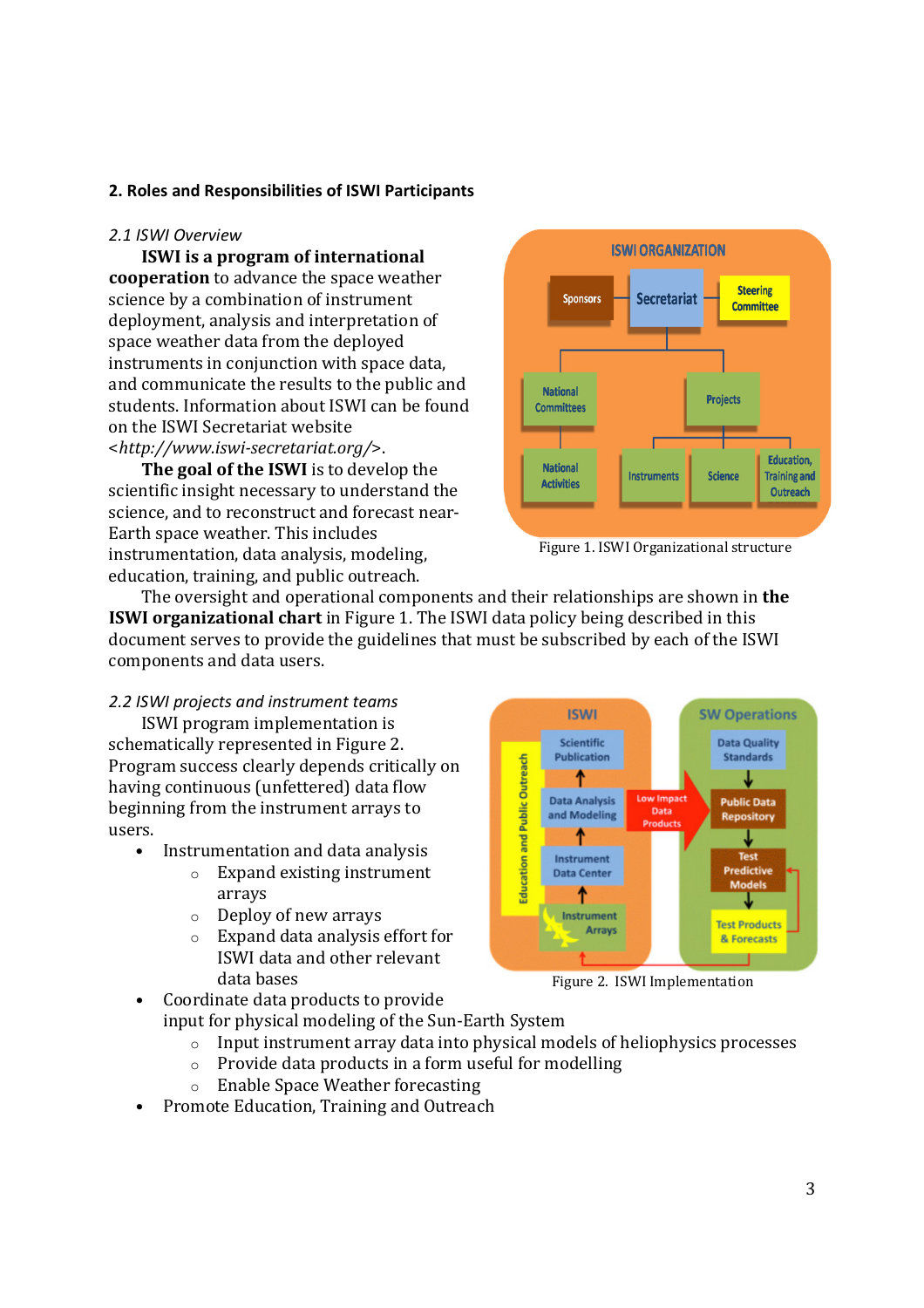## 2. Roles and Responsibilities of ISWI Participants

*2.1 ISWI Overview*

**ISWI is a program of international cooperation** to advance the space weather science by a combination of instrument deployment, analysis and interpretation of space weather data from the deployed instruments in conjunction with space data, and communicate the results to the public and students. Information about ISWI can be found on the ISWI Secretariat website <*http://www.iswi-secretariat.org/*>.

**The goal of the ISWI** is to develop the scientific insight necessary to understand the science, and to reconstruct and forecast near-Earth space weather. This includes instrumentation, data analysis, modeling, education, training, and public outreach.

ISWI ORGANIZATION

Sponsors

Secretariat

Steering Committee

National Committees

Projects

National Activities

Instruments

Science

Education, Training and Outreach

Figure 1. ISWI Organizational structure

The oversight and operational components and their relationships are shown in **the ISWI organizational chart** in Figure 1. The ISWI data policy being described in this document serves to provide the guidelines that must be subscribed by each of the ISWI components and data users.

*2.2 ISWI projects and instrument teams*

ISWI program implementation is schematically represented in Figure 2. Program success clearly depends critically on having continuous (unfettered) data flow beginning from the instrument arrays to users.

ISWI

SW Operations

Education and Public Outreach

Scientific Publication

Data Analysis and Modeling

Instrument Data Center

Instrument Arrays

Low Impact Data Products

Data Quality Standards

Public Data Repository

Test Predictive Models

Test Products & Forecasts

Figure 2. ISWI Implementation

- Instrumentation and data analysis
  - Expand existing instrument arrays
  - Deploy of new arrays
  - Expand data analysis effort for ISWI data and other relevant data bases
- Coordinate data products to provide input for physical modeling of the Sun-Earth System
  - Input instrument array data into physical models of heliophysics processes
  - Provide data products in a form useful for modelling
  - Enable Space Weather forecasting
- Promote Education, Training and Outreach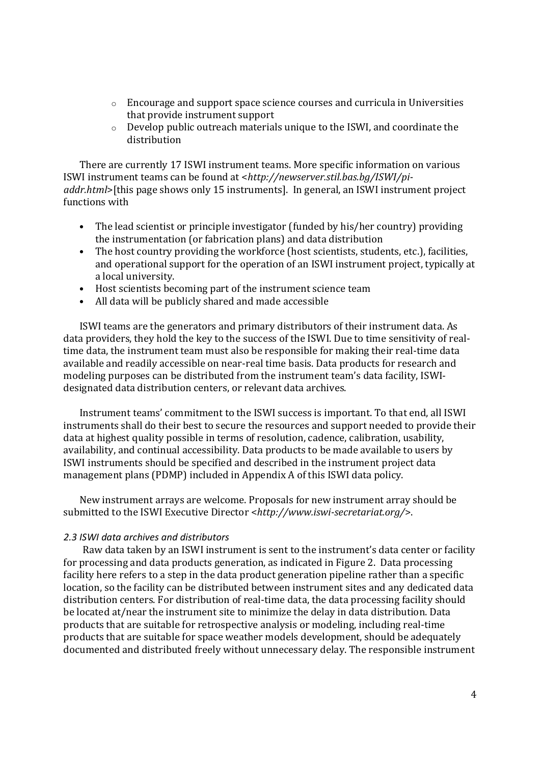- Encourage and support space science courses and curricula in Universities that provide instrument support
- Develop public outreach materials unique to the ISWI, and coordinate the distribution

There are currently 17 ISWI instrument teams. More specific information on various ISWI instrument teams can be found at <*http://newserver.stil.bas.bg/ISWI/pi-addr.html*>[this page shows only 15 instruments]. In general, an ISWI instrument project functions with

- The lead scientist or principle investigator (funded by his/her country) providing the instrumentation (or fabrication plans) and data distribution
- The host country providing the workforce (host scientists, students, etc.), facilities, and operational support for the operation of an ISWI instrument project, typically at a local university.
- Host scientists becoming part of the instrument science team
- All data will be publicly shared and made accessible

ISWI teams are the generators and primary distributors of their instrument data. As data providers, they hold the key to the success of the ISWI. Due to time sensitivity of real-time data, the instrument team must also be responsible for making their real-time data available and readily accessible on near-real time basis. Data products for research and modeling purposes can be distributed from the instrument team's data facility, ISWI-designated data distribution centers, or relevant data archives.

Instrument teams' commitment to the ISWI success is important. To that end, all ISWI instruments shall do their best to secure the resources and support needed to provide their data at highest quality possible in terms of resolution, cadence, calibration, usability, availability, and continual accessibility. Data products to be made available to users by ISWI instruments should be specified and described in the instrument project data management plans (PDMP) included in Appendix A of this ISWI data policy.

New instrument arrays are welcome. Proposals for new instrument array should be submitted to the ISWI Executive Director <*http://www.iswi-secretariat.org/*>.

### *2.3 ISWI data archives and distributors*

Raw data taken by an ISWI instrument is sent to the instrument's data center or facility for processing and data products generation, as indicated in Figure 2. Data processing facility here refers to a step in the data product generation pipeline rather than a specific location, so the facility can be distributed between instrument sites and any dedicated data distribution centers. For distribution of real-time data, the data processing facility should be located at/near the instrument site to minimize the delay in data distribution. Data products that are suitable for retrospective analysis or modeling, including real-time products that are suitable for space weather models development, should be adequately documented and distributed freely without unnecessary delay. The responsible instrument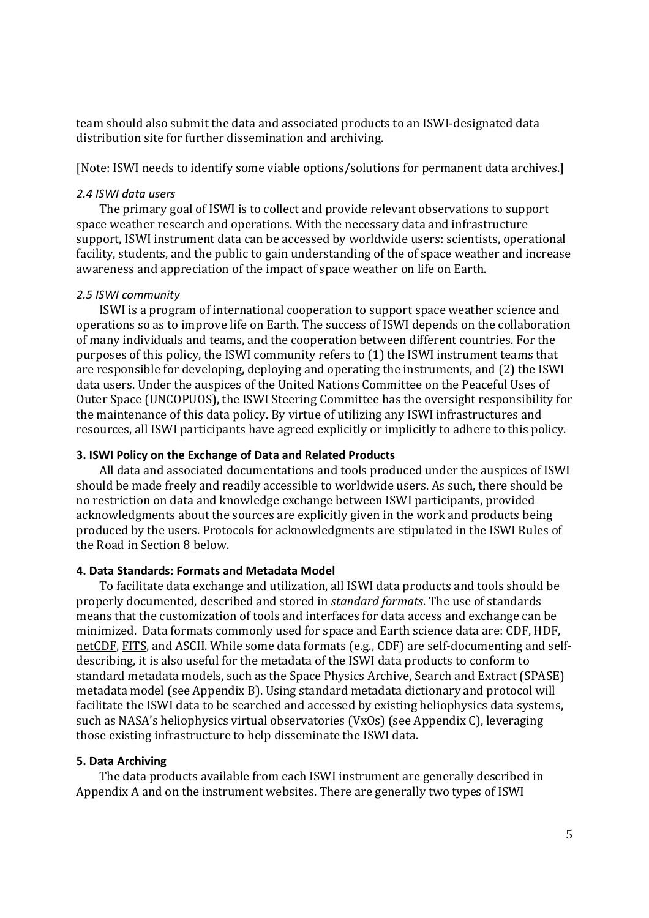team should also submit the data and associated products to an ISWI-designated data distribution site for further dissemination and archiving.

[Note: ISWI needs to identify some viable options/solutions for permanent data archives.]

### *2.4 ISWI data users*

The primary goal of ISWI is to collect and provide relevant observations to support space weather research and operations. With the necessary data and infrastructure support, ISWI instrument data can be accessed by worldwide users: scientists, operational facility, students, and the public to gain understanding of the of space weather and increase awareness and appreciation of the impact of space weather on life on Earth.

### *2.5 ISWI community*

ISWI is a program of international cooperation to support space weather science and operations so as to improve life on Earth. The success of ISWI depends on the collaboration of many individuals and teams, and the cooperation between different countries. For the purposes of this policy, the ISWI community refers to (1) the ISWI instrument teams that are responsible for developing, deploying and operating the instruments, and (2) the ISWI data users. Under the auspices of the United Nations Committee on the Peaceful Uses of Outer Space (UNCOPUOS), the ISWI Steering Committee has the oversight responsibility for the maintenance of this data policy. By virtue of utilizing any ISWI infrastructures and resources, all ISWI participants have agreed explicitly or implicitly to adhere to this policy.

## **3. ISWI Policy on the Exchange of Data and Related Products**

All data and associated documentations and tools produced under the auspices of ISWI should be made freely and readily accessible to worldwide users. As such, there should be no restriction on data and knowledge exchange between ISWI participants, provided acknowledgments about the sources are explicitly given in the work and products being produced by the users. Protocols for acknowledgments are stipulated in the ISWI Rules of the Road in Section 8 below.

## **4. Data Standards: Formats and Metadata Model**

To facilitate data exchange and utilization, all ISWI data products and tools should be properly documented, described and stored in *standard formats*. The use of standards means that the customization of tools and interfaces for data access and exchange can be minimized. Data formats commonly used for space and Earth science data are: CDF, HDF, netCDF, FITS, and ASCII. While some data formats (e.g., CDF) are self-documenting and self-describing, it is also useful for the metadata of the ISWI data products to conform to standard metadata models, such as the Space Physics Archive, Search and Extract (SPASE) metadata model (see Appendix B). Using standard metadata dictionary and protocol will facilitate the ISWI data to be searched and accessed by existing heliophysics data systems, such as NASA's heliophysics virtual observatories (VxOs) (see Appendix C), leveraging those existing infrastructure to help disseminate the ISWI data.

## **5. Data Archiving**

The data products available from each ISWI instrument are generally described in Appendix A and on the instrument websites. There are generally two types of ISWI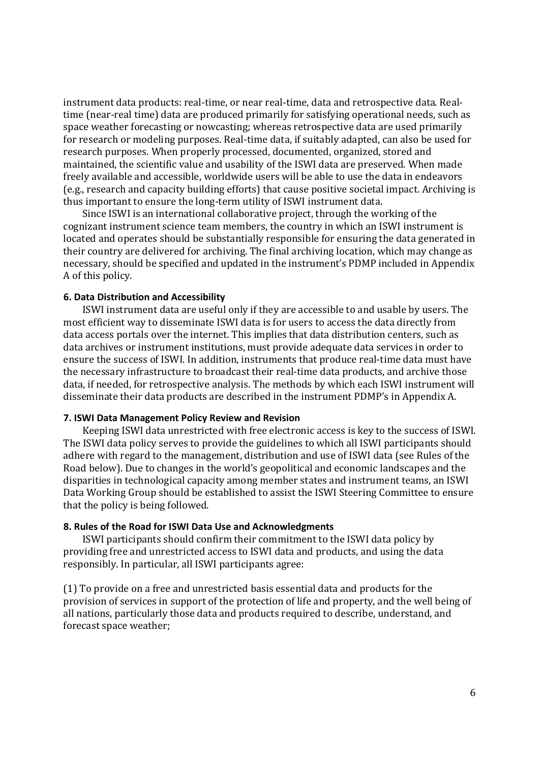instrument data products: real-time, or near real-time, data and retrospective data. Real-time (near-real time) data are produced primarily for satisfying operational needs, such as space weather forecasting or nowcasting; whereas retrospective data are used primarily for research or modeling purposes. Real-time data, if suitably adapted, can also be used for research purposes. When properly processed, documented, organized, stored and maintained, the scientific value and usability of the ISWI data are preserved. When made freely available and accessible, worldwide users will be able to use the data in endeavors (e.g., research and capacity building efforts) that cause positive societal impact. Archiving is thus important to ensure the long-term utility of ISWI instrument data.

Since ISWI is an international collaborative project, through the working of the cognizant instrument science team members, the country in which an ISWI instrument is located and operates should be substantially responsible for ensuring the data generated in their country are delivered for archiving. The final archiving location, which may change as necessary, should be specified and updated in the instrument's PDMP included in Appendix A of this policy.

#### 6. Data Distribution and Accessibility

ISWI instrument data are useful only if they are accessible to and usable by users. The most efficient way to disseminate ISWI data is for users to access the data directly from data access portals over the internet. This implies that data distribution centers, such as data archives or instrument institutions, must provide adequate data services in order to ensure the success of ISWI. In addition, instruments that produce real-time data must have the necessary infrastructure to broadcast their real-time data products, and archive those data, if needed, for retrospective analysis. The methods by which each ISWI instrument will disseminate their data products are described in the instrument PDMP's in Appendix A.

#### 7. ISWI Data Management Policy Review and Revision

Keeping ISWI data unrestricted with free electronic access is key to the success of ISWI. The ISWI data policy serves to provide the guidelines to which all ISWI participants should adhere with regard to the management, distribution and use of ISWI data (see Rules of the Road below). Due to changes in the world's geopolitical and economic landscapes and the disparities in technological capacity among member states and instrument teams, an ISWI Data Working Group should be established to assist the ISWI Steering Committee to ensure that the policy is being followed.

#### 8. Rules of the Road for ISWI Data Use and Acknowledgments

ISWI participants should confirm their commitment to the ISWI data policy by providing free and unrestricted access to ISWI data and products, and using the data responsibly. In particular, all ISWI participants agree:

(1) To provide on a free and unrestricted basis essential data and products for the provision of services in support of the protection of life and property, and the well being of all nations, particularly those data and products required to describe, understand, and forecast space weather;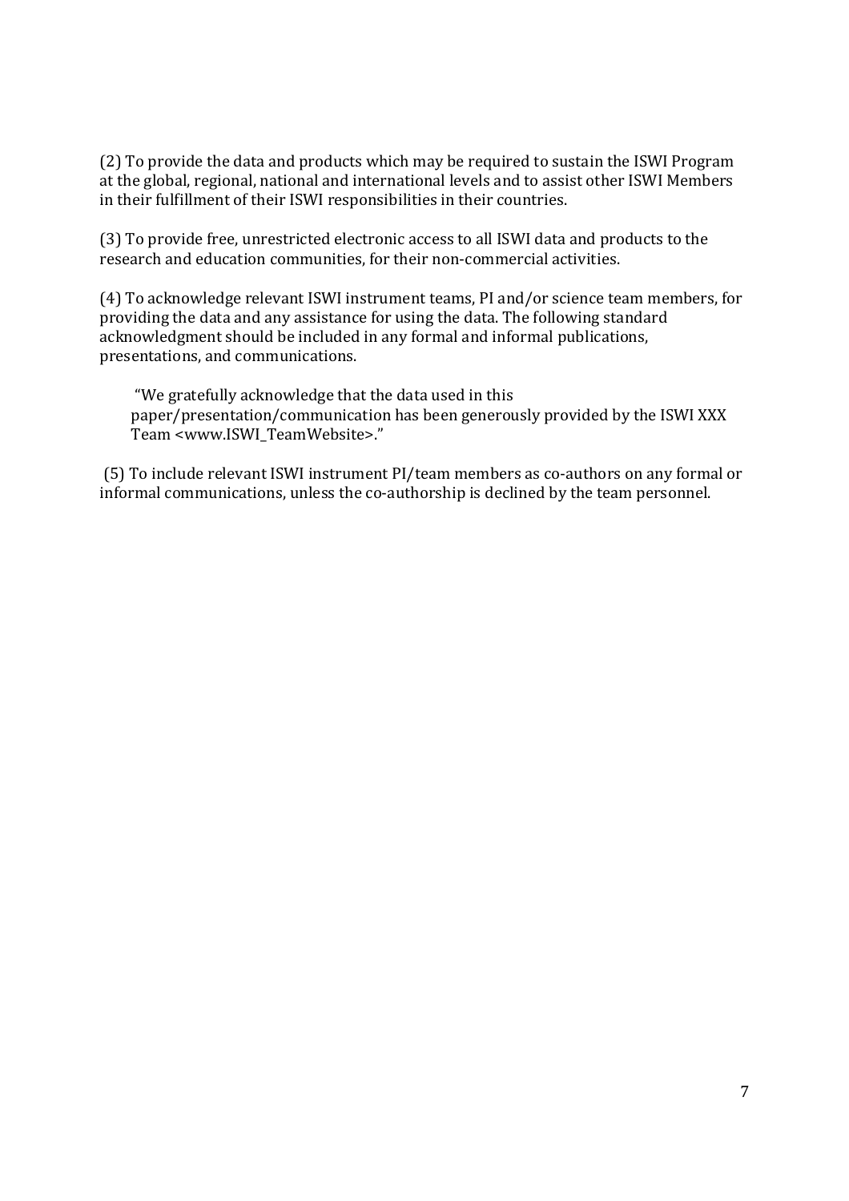(2) To provide the data and products which may be required to sustain the ISWI Program at the global, regional, national and international levels and to assist other ISWI Members in their fulfillment of their ISWI responsibilities in their countries.

(3) To provide free, unrestricted electronic access to all ISWI data and products to the research and education communities, for their non-commercial activities.

(4) To acknowledge relevant ISWI instrument teams, PI and/or science team members, for providing the data and any assistance for using the data. The following standard acknowledgment should be included in any formal and informal publications, presentations, and communications.

> "We gratefully acknowledge that the data used in this paper/presentation/communication has been generously provided by the ISWI XXX Team <www.ISWI_TeamWebsite>."

(5) To include relevant ISWI instrument PI/team members as co-authors on any formal or informal communications, unless the co-authorship is declined by the team personnel.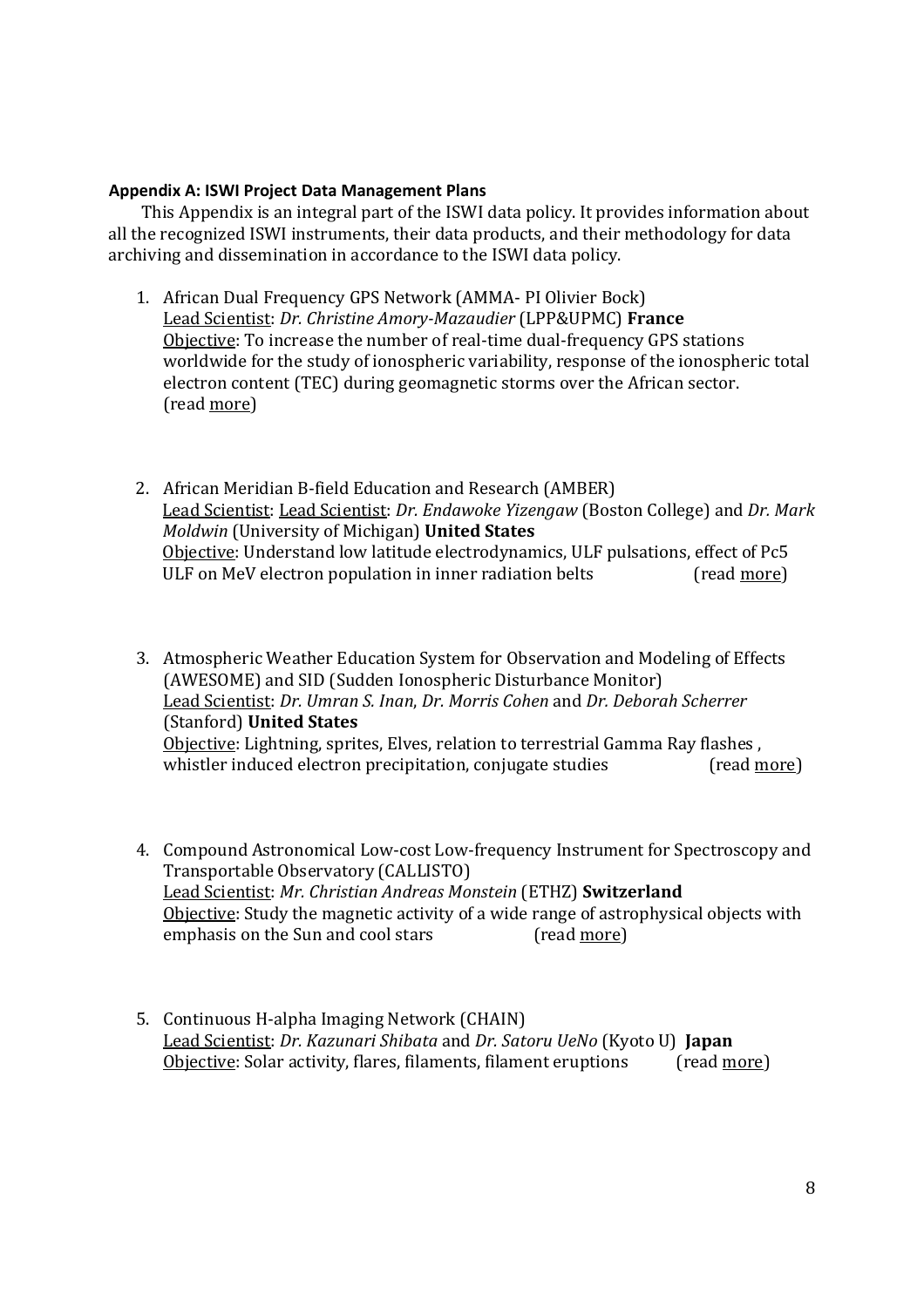**Appendix A: ISWI Project Data Management Plans**

This Appendix is an integral part of the ISWI data policy. It provides information about all the recognized ISWI instruments, their data products, and their methodology for data archiving and dissemination in accordance to the ISWI data policy.

1. African Dual Frequency GPS Network (AMMA- PI Olivier Bock)
   Lead Scientist: *Dr. Christine Amory-Mazaudier* (LPP&UPMC) **France**
   Objective: To increase the number of real-time dual-frequency GPS stations worldwide for the study of ionospheric variability, response of the ionospheric total electron content (TEC) during geomagnetic storms over the African sector.
   (read more)

2. African Meridian B-field Education and Research (AMBER)
   Lead Scientist: Lead Scientist: *Dr. Endawoke Yizengaw* (Boston College) and *Dr. Mark Moldwin* (University of Michigan) **United States**
   Objective: Understand low latitude electrodynamics, ULF pulsations, effect of Pc5 ULF on MeV electron population in inner radiation belts (read more)

3. Atmospheric Weather Education System for Observation and Modeling of Effects (AWESOME) and SID (Sudden Ionospheric Disturbance Monitor)
   Lead Scientist: *Dr. Umran S. Inan*, *Dr. Morris Cohen* and *Dr. Deborah Scherrer* (Stanford) **United States**
   Objective: Lightning, sprites, Elves, relation to terrestrial Gamma Ray flashes , whistler induced electron precipitation, conjugate studies (read more)

4. Compound Astronomical Low-cost Low-frequency Instrument for Spectroscopy and Transportable Observatory (CALLISTO)
   Lead Scientist: *Mr. Christian Andreas Monstein* (ETHZ) **Switzerland**
   Objective: Study the magnetic activity of a wide range of astrophysical objects with emphasis on the Sun and cool stars (read more)

5. Continuous H-alpha Imaging Network (CHAIN)
   Lead Scientist: *Dr. Kazunari Shibata* and *Dr. Satoru UeNo* (Kyoto U) **Japan**
   Objective: Solar activity, flares, filaments, filament eruptions (read more)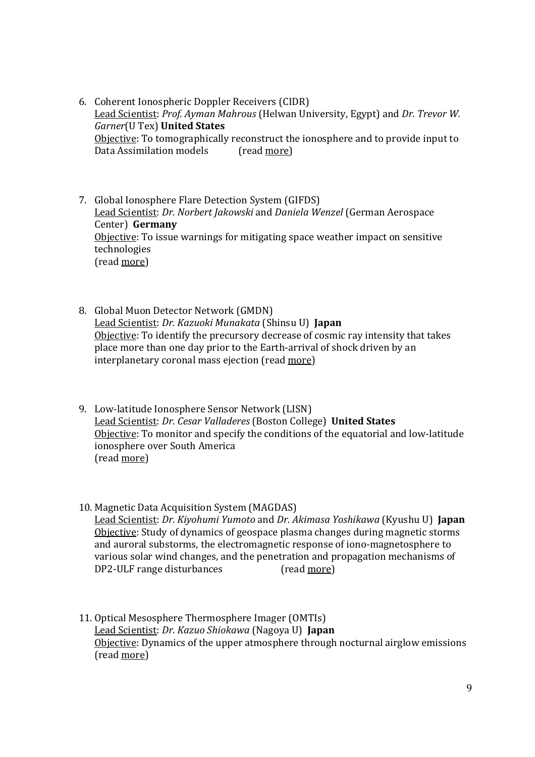6. Coherent Ionospheric Doppler Receivers (CIDR)
   Lead Scientist: *Prof. Ayman Mahrous* (Helwan University, Egypt) and *Dr. Trevor W. Garner*(U Tex) **United States**
   Objective: To tomographically reconstruct the ionosphere and to provide input to Data Assimilation models (read more)

7. Global Ionosphere Flare Detection System (GIFDS)
   Lead Scientist: *Dr. Norbert Jakowski* and *Daniela Wenzel* (German Aerospace Center) **Germany**
   Objective: To issue warnings for mitigating space weather impact on sensitive technologies
   (read more)

8. Global Muon Detector Network (GMDN)
   Lead Scientist: *Dr. Kazuoki Munakata* (Shinsu U) **Japan**
   Objective: To identify the precursory decrease of cosmic ray intensity that takes place more than one day prior to the Earth-arrival of shock driven by an interplanetary coronal mass ejection (read more)

9. Low-latitude Ionosphere Sensor Network (LISN)
   Lead Scientist: *Dr. Cesar Valladeres* (Boston College) **United States**
   Objective: To monitor and specify the conditions of the equatorial and low-latitude ionosphere over South America
   (read more)

10. Magnetic Data Acquisition System (MAGDAS)
    Lead Scientist: *Dr. Kiyohumi Yumoto* and *Dr. Akimasa Yoshikawa* (Kyushu U) **Japan**
    Objective: Study of dynamics of geospace plasma changes during magnetic storms and auroral substorms, the electromagnetic response of iono-magnetosphere to various solar wind changes, and the penetration and propagation mechanisms of DP2-ULF range disturbances (read more)

11. Optical Mesosphere Thermosphere Imager (OMTIs)
    Lead Scientist: *Dr. Kazuo Shiokawa* (Nagoya U) **Japan**
    Objective: Dynamics of the upper atmosphere through nocturnal airglow emissions
    (read more)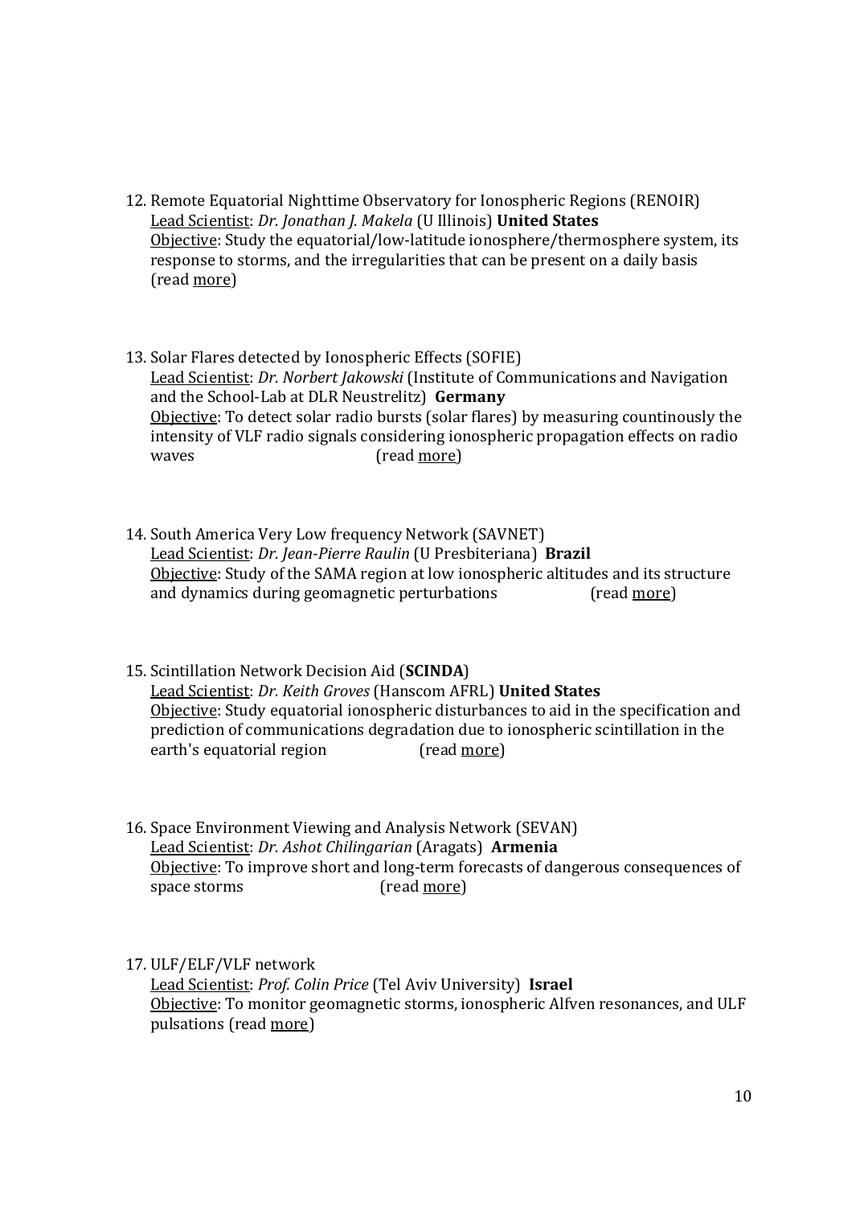12. Remote Equatorial Nighttime Observatory for Ionospheric Regions (RENOIR)
    Lead Scientist: *Dr. Jonathan J. Makela* (U Illinois) **United States**
    Objective: Study the equatorial/low-latitude ionosphere/thermosphere system, its response to storms, and the irregularities that can be present on a daily basis (read more)

13. Solar Flares detected by Ionospheric Effects (SOFIE)
    Lead Scientist: *Dr. Norbert Jakowski* (Institute of Communications and Navigation and the School-Lab at DLR Neustrelitz) **Germany**
    Objective: To detect solar radio bursts (solar flares) by measuring countinously the intensity of VLF radio signals considering ionospheric propagation effects on radio waves (read more)

14. South America Very Low frequency Network (SAVNET)
    Lead Scientist: *Dr. Jean-Pierre Raulin* (U Presbiteriana) **Brazil**
    Objective: Study of the SAMA region at low ionospheric altitudes and its structure and dynamics during geomagnetic perturbations (read more)

15. Scintillation Network Decision Aid (**SCINDA**)
    Lead Scientist: *Dr. Keith Groves* (Hanscom AFRL) **United States**
    Objective: Study equatorial ionospheric disturbances to aid in the specification and prediction of communications degradation due to ionospheric scintillation in the earth's equatorial region (read more)

16. Space Environment Viewing and Analysis Network (SEVAN)
    Lead Scientist: *Dr. Ashot Chilingarian* (Aragats) **Armenia**
    Objective: To improve short and long-term forecasts of dangerous consequences of space storms (read more)

17. ULF/ELF/VLF network
    Lead Scientist: *Prof. Colin Price* (Tel Aviv University) **Israel**
    Objective: To monitor geomagnetic storms, ionospheric Alfven resonances, and ULF pulsations (read more)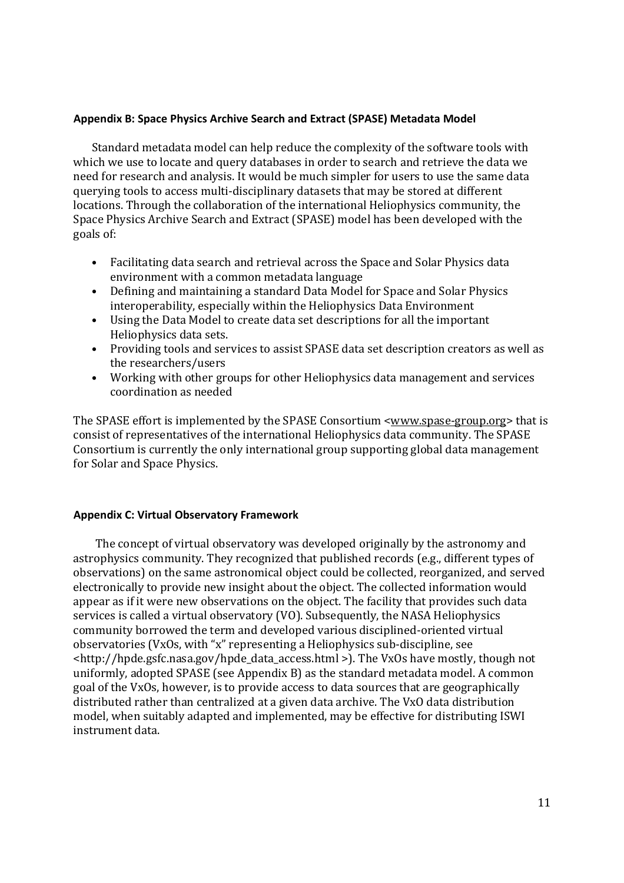#### Appendix B: Space Physics Archive Search and Extract (SPASE) Metadata Model

Standard metadata model can help reduce the complexity of the software tools with which we use to locate and query databases in order to search and retrieve the data we need for research and analysis. It would be much simpler for users to use the same data querying tools to access multi-disciplinary datasets that may be stored at different locations. Through the collaboration of the international Heliophysics community, the Space Physics Archive Search and Extract (SPASE) model has been developed with the goals of:

- Facilitating data search and retrieval across the Space and Solar Physics data environment with a common metadata language
- Defining and maintaining a standard Data Model for Space and Solar Physics interoperability, especially within the Heliophysics Data Environment
- Using the Data Model to create data set descriptions for all the important Heliophysics data sets.
- Providing tools and services to assist SPASE data set description creators as well as the researchers/users
- Working with other groups for other Heliophysics data management and services coordination as needed

The SPASE effort is implemented by the SPASE Consortium <www.spase-group.org> that is consist of representatives of the international Heliophysics data community. The SPASE Consortium is currently the only international group supporting global data management for Solar and Space Physics.

#### Appendix C: Virtual Observatory Framework

The concept of virtual observatory was developed originally by the astronomy and astrophysics community. They recognized that published records (e.g., different types of observations) on the same astronomical object could be collected, reorganized, and served electronically to provide new insight about the object. The collected information would appear as if it were new observations on the object. The facility that provides such data services is called a virtual observatory (VO). Subsequently, the NASA Heliophysics community borrowed the term and developed various disciplined-oriented virtual observatories (VxOs, with "x" representing a Heliophysics sub-discipline, see <http://hpde.gsfc.nasa.gov/hpde_data_access.html >). The VxOs have mostly, though not uniformly, adopted SPASE (see Appendix B) as the standard metadata model. A common goal of the VxOs, however, is to provide access to data sources that are geographically distributed rather than centralized at a given data archive. The VxO data distribution model, when suitably adapted and implemented, may be effective for distributing ISWI instrument data.